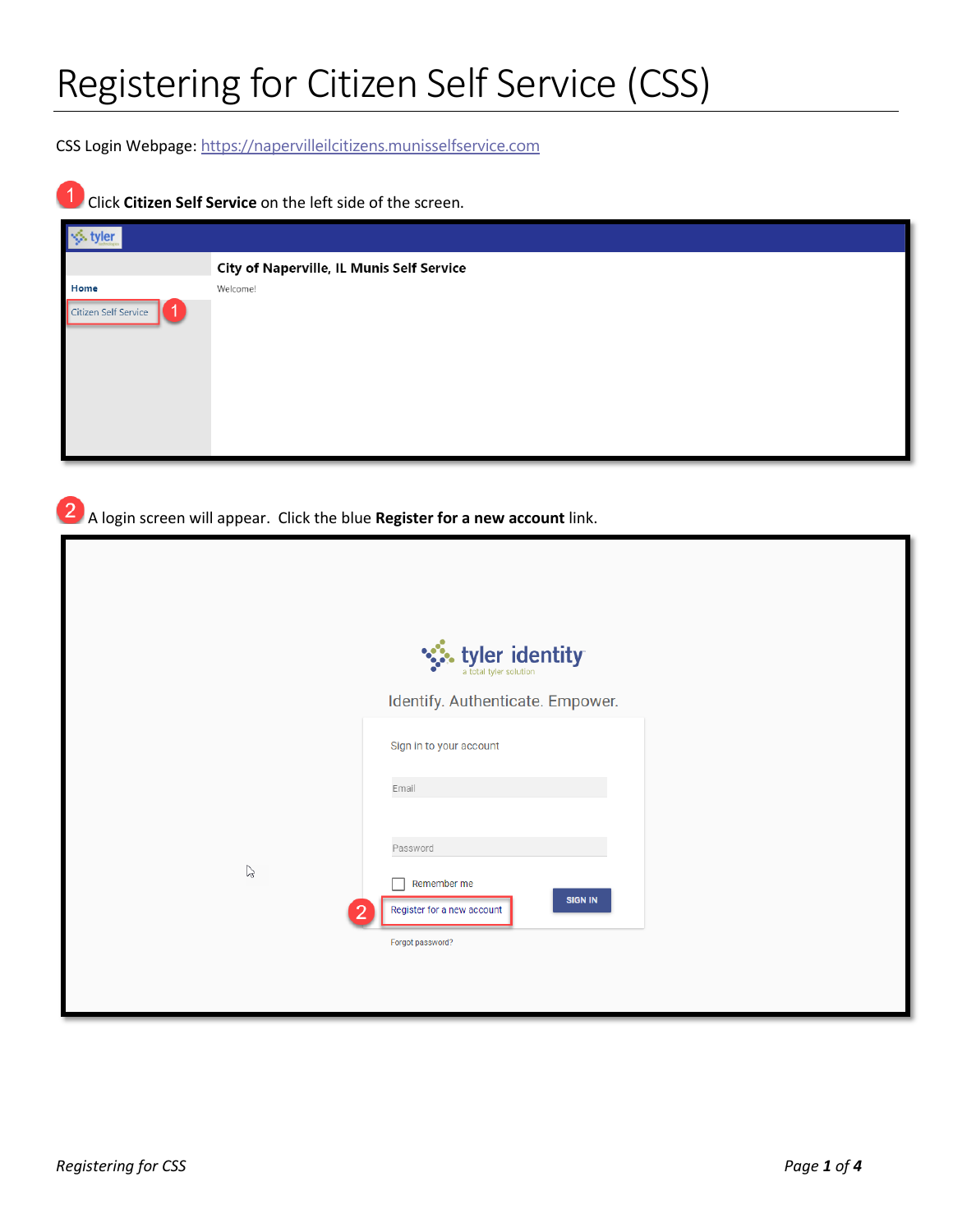# Registering for Citizen Self Service (CSS)

CSS Login Webpage: https://napervilleilcitizens.munisselfservice.com

1 Click **Citizen Self Service** on the left side of the screen.

2 A login screen will appear. Click the blue **Register for a new account** link.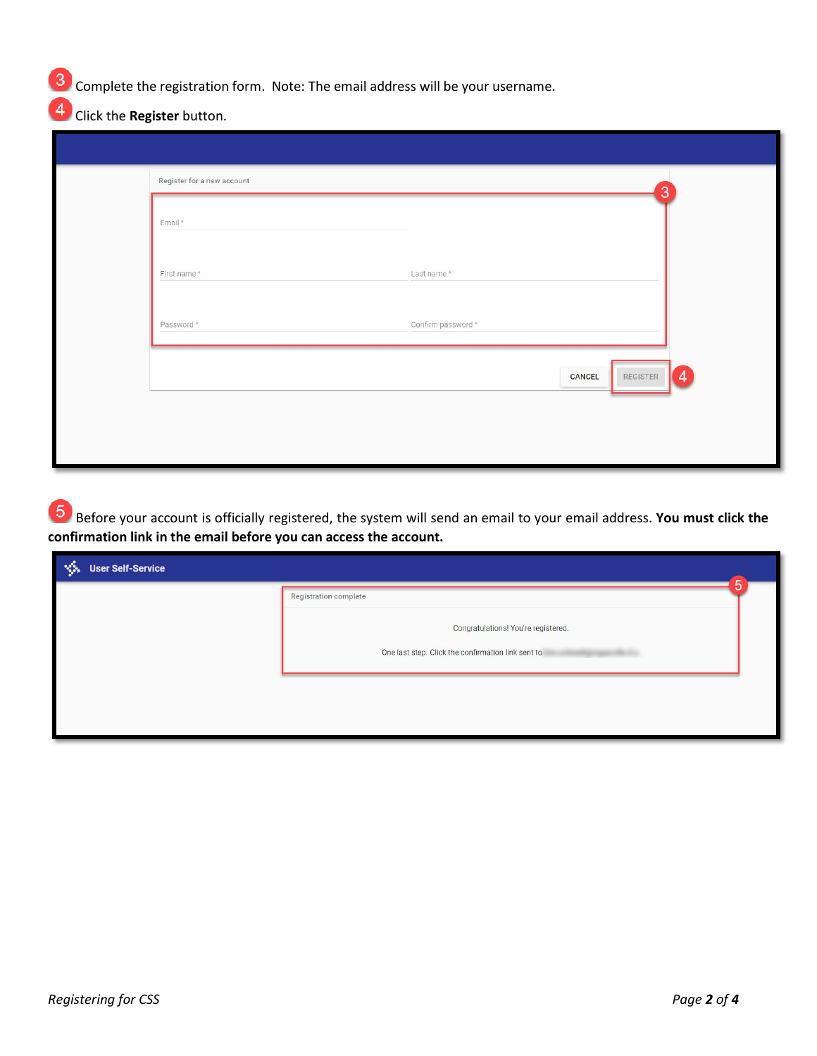3 Complete the registration form. Note: The email address will be your username.

4 Click the **Register** button.

5 Before your account is officially registered, the system will send an email to your email address. **You must click the confirmation link in the email before you can access the account.**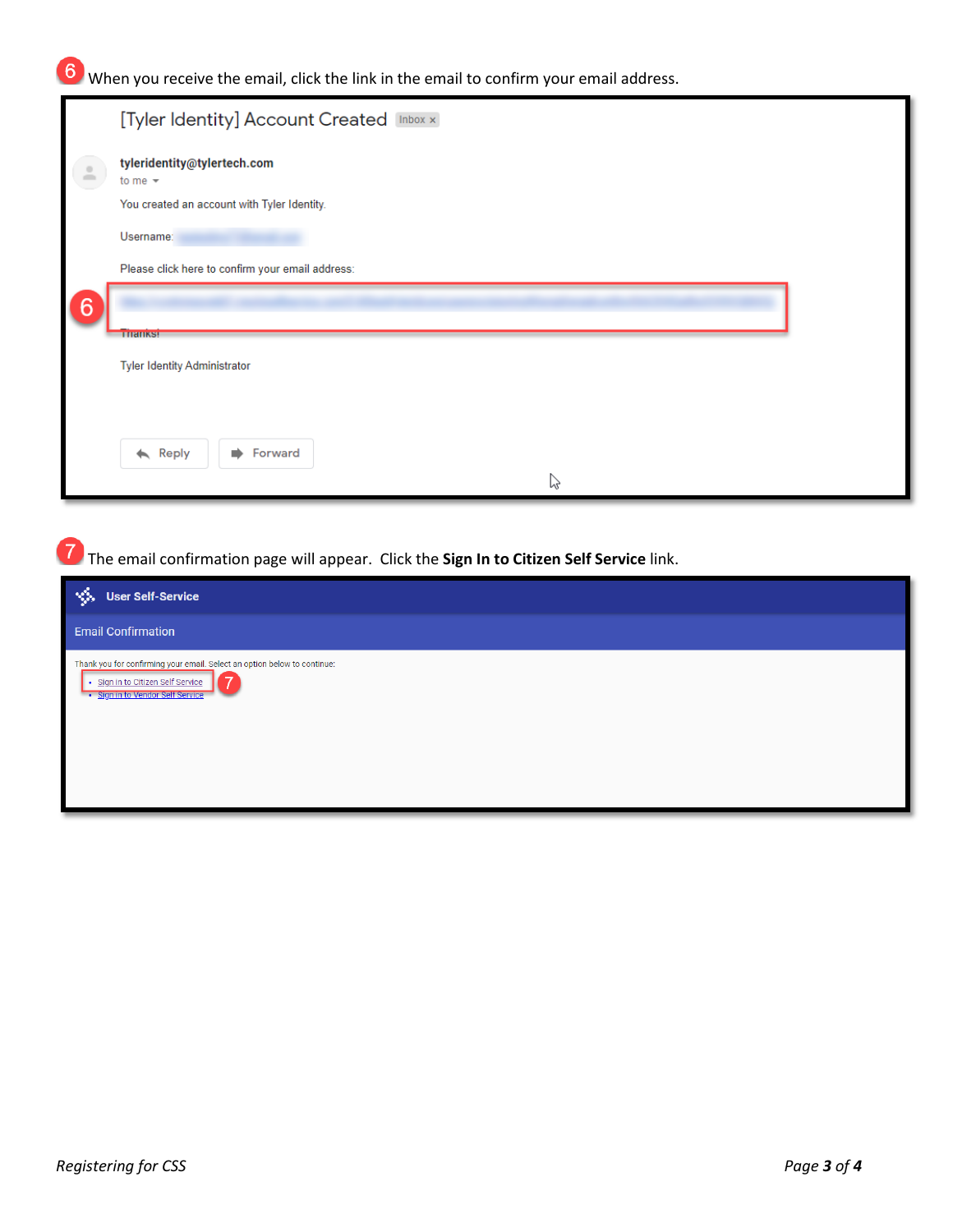6 When you receive the email, click the link in the email to confirm your email address.

[Tyler Identity] Account Created Inbox ×

tyleridentity@tylertech.com
to me

You created an account with Tyler Identity.

Username:

Please click here to confirm your email address:

Thanks!

Tyler Identity Administrator

Reply Forward

7 The email confirmation page will appear. Click the **Sign In to Citizen Self Service** link.

User Self-Service

Email Confirmation

Thank you for confirming your email. Select an option below to continue:

- Sign in to Citizen Self Service
- Sign in to Vendor Self Service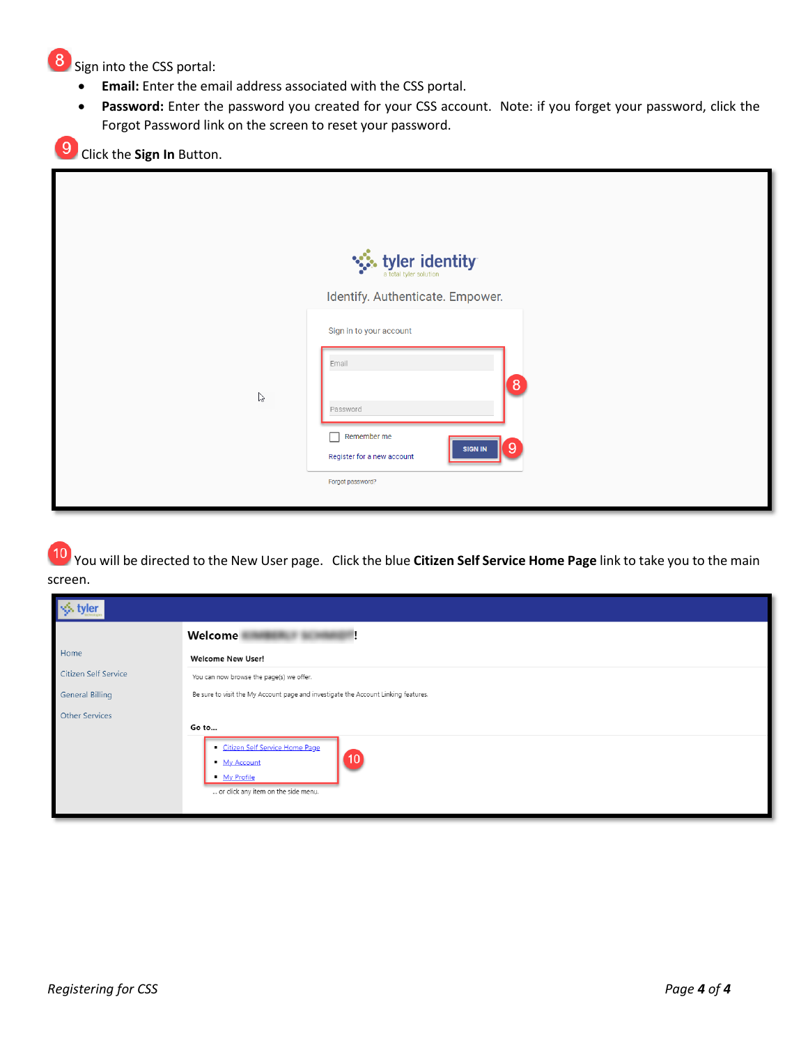8 Sign into the CSS portal:

- **Email:** Enter the email address associated with the CSS portal.
- **Password:** Enter the password you created for your CSS account. Note: if you forget your password, click the Forgot Password link on the screen to reset your password.

9 Click the **Sign In** Button.

10 You will be directed to the New User page. Click the blue **Citizen Self Service Home Page** link to take you to the main screen.